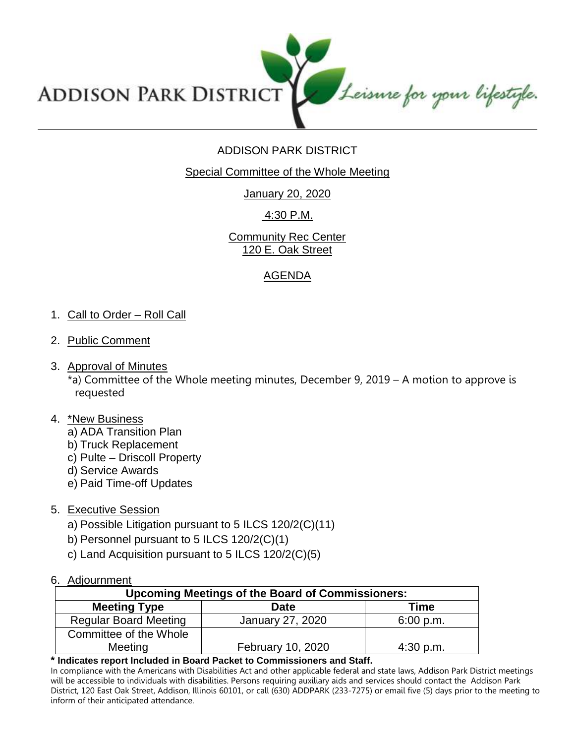ADDISON PARK DISTRICT *Leisure for your lifestyle.*

# ADDISON PARK DISTRICT

## Special Committee of the Whole Meeting

January 20, 2020

4:30 P.M.

Community Rec Center
120 E. Oak Street

## AGENDA

1. Call to Order – Roll Call
2. Public Comment
3. Approval of Minutes
   *a) Committee of the Whole meeting minutes, December 9, 2019 – A motion to approve is requested
4. *New Business
   a) ADA Transition Plan
   b) Truck Replacement
   c) Pulte – Driscoll Property
   d) Service Awards
   e) Paid Time-off Updates
5. Executive Session
   a) Possible Litigation pursuant to 5 ILCS 120/2(C)(11)
   b) Personnel pursuant to 5 ILCS 120/2(C)(1)
   c) Land Acquisition pursuant to 5 ILCS 120/2(C)(5)
6. Adjournment

| Upcoming Meetings of the Board of Commissioners: | | |
|---|---|---|
| **Meeting Type** | **Date** | **Time** |
| Regular Board Meeting | January 27, 2020 | 6:00 p.m. |
| Committee of the Whole Meeting | February 10, 2020 | 4:30 p.m. |

**\* Indicates report Included in Board Packet to Commissioners and Staff.**

In compliance with the Americans with Disabilities Act and other applicable federal and state laws, Addison Park District meetings will be accessible to individuals with disabilities. Persons requiring auxiliary aids and services should contact the Addison Park District, 120 East Oak Street, Addison, Illinois 60101, or call (630) ADDPARK (233-7275) or email five (5) days prior to the meeting to inform of their anticipated attendance.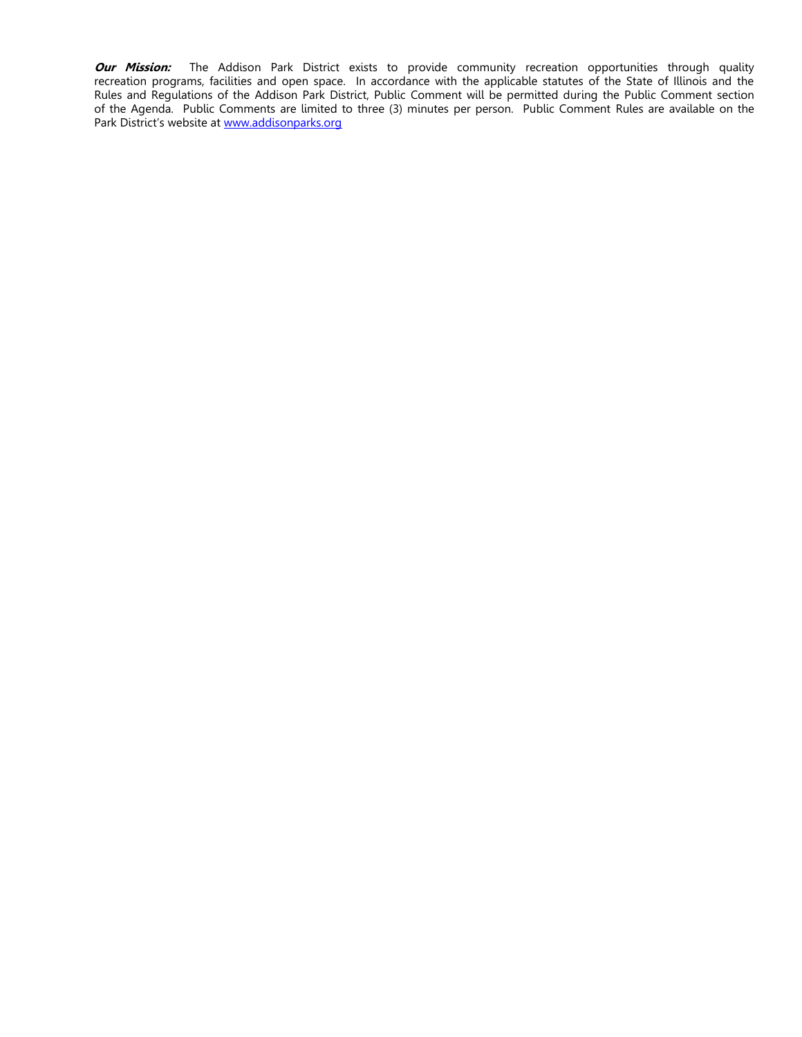***Our Mission:*** The Addison Park District exists to provide community recreation opportunities through quality recreation programs, facilities and open space. In accordance with the applicable statutes of the State of Illinois and the Rules and Regulations of the Addison Park District, Public Comment will be permitted during the Public Comment section of the Agenda. Public Comments are limited to three (3) minutes per person. Public Comment Rules are available on the Park District's website at [www.addisonparks.org](http://www.addisonparks.org)